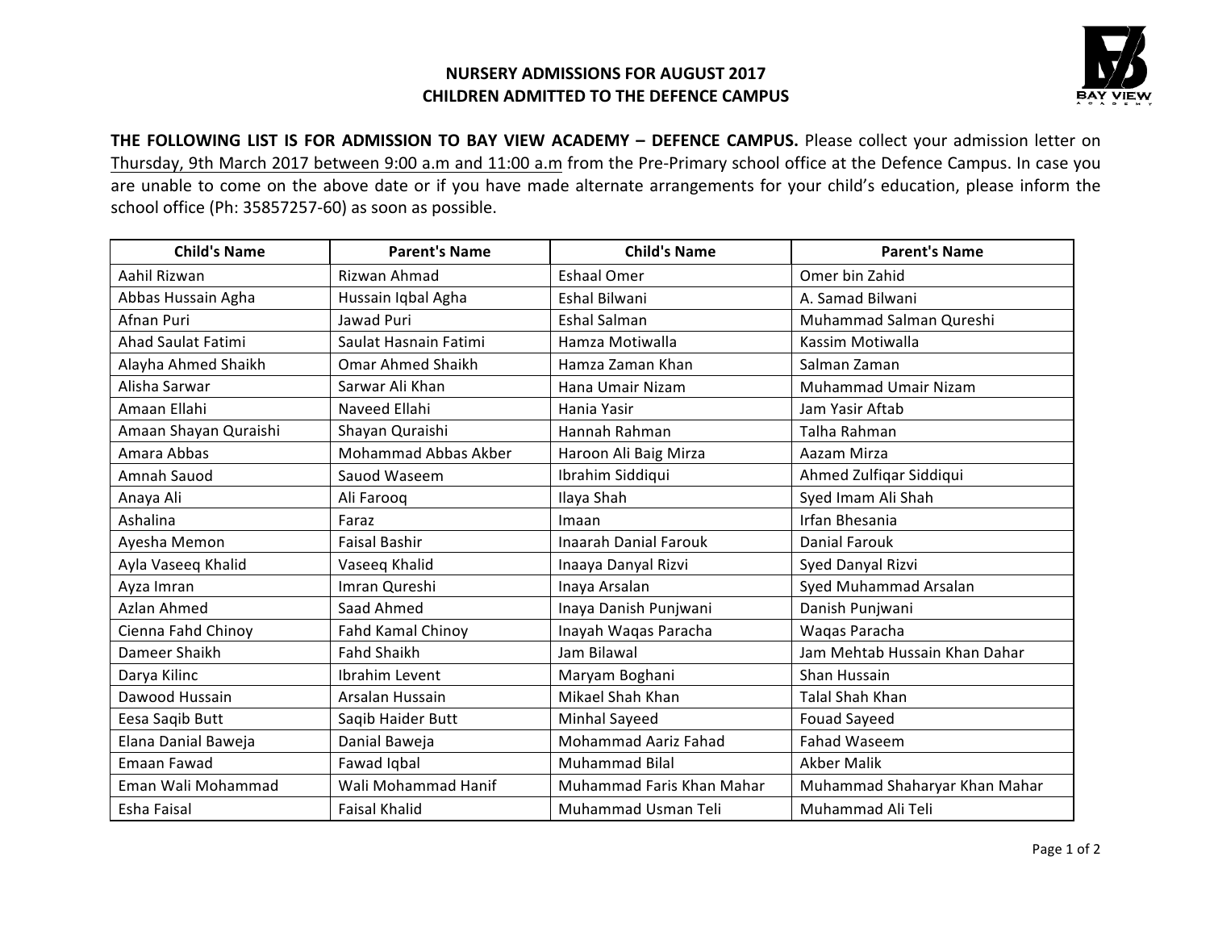# NURSERY ADMISSIONS FOR AUGUST 2017
## CHILDREN ADMITTED TO THE DEFENCE CAMPUS

**THE FOLLOWING LIST IS FOR ADMISSION TO BAY VIEW ACADEMY – DEFENCE CAMPUS.** Please collect your admission letter on Thursday, 9th March 2017 between 9:00 a.m and 11:00 a.m from the Pre-Primary school office at the Defence Campus. In case you are unable to come on the above date or if you have made alternate arrangements for your child's education, please inform the school office (Ph: 35857257-60) as soon as possible.

| Child's Name | Parent's Name | Child's Name | Parent's Name |
|---|---|---|---|
| Aahil Rizwan | Rizwan Ahmad | Eshaal Omer | Omer bin Zahid |
| Abbas Hussain Agha | Hussain Iqbal Agha | Eshal Bilwani | A. Samad Bilwani |
| Afnan Puri | Jawad Puri | Eshal Salman | Muhammad Salman Qureshi |
| Ahad Saulat Fatimi | Saulat Hasnain Fatimi | Hamza Motiwalla | Kassim Motiwalla |
| Alayha Ahmed Shaikh | Omar Ahmed Shaikh | Hamza Zaman Khan | Salman Zaman |
| Alisha Sarwar | Sarwar Ali Khan | Hana Umair Nizam | Muhammad Umair Nizam |
| Amaan Ellahi | Naveed Ellahi | Hania Yasir | Jam Yasir Aftab |
| Amaan Shayan Quraishi | Shayan Quraishi | Hannah Rahman | Talha Rahman |
| Amara Abbas | Mohammad Abbas Akber | Haroon Ali Baig Mirza | Aazam Mirza |
| Amnah Sauod | Sauod Waseem | Ibrahim Siddiqui | Ahmed Zulfiqar Siddiqui |
| Anaya Ali | Ali Farooq | Ilaya Shah | Syed Imam Ali Shah |
| Ashalina | Faraz | Imaan | Irfan Bhesania |
| Ayesha Memon | Faisal Bashir | Inaarah Danial Farouk | Danial Farouk |
| Ayla Vaseeq Khalid | Vaseeq Khalid | Inaaya Danyal Rizvi | Syed Danyal Rizvi |
| Ayza Imran | Imran Qureshi | Inaya Arsalan | Syed Muhammad Arsalan |
| Azlan Ahmed | Saad Ahmed | Inaya Danish Punjwani | Danish Punjwani |
| Cienna Fahd Chinoy | Fahd Kamal Chinoy | Inayah Waqas Paracha | Waqas Paracha |
| Dameer Shaikh | Fahd Shaikh | Jam Bilawal | Jam Mehtab Hussain Khan Dahar |
| Darya Kilinc | Ibrahim Levent | Maryam Boghani | Shan Hussain |
| Dawood Hussain | Arsalan Hussain | Mikael Shah Khan | Talal Shah Khan |
| Eesa Saqib Butt | Saqib Haider Butt | Minhal Sayeed | Fouad Sayeed |
| Elana Danial Baweja | Danial Baweja | Mohammad Aariz Fahad | Fahad Waseem |
| Emaan Fawad | Fawad Iqbal | Muhammad Bilal | Akber Malik |
| Eman Wali Mohammad | Wali Mohammad Hanif | Muhammad Faris Khan Mahar | Muhammad Shaharyar Khan Mahar |
| Esha Faisal | Faisal Khalid | Muhammad Usman Teli | Muhammad Ali Teli |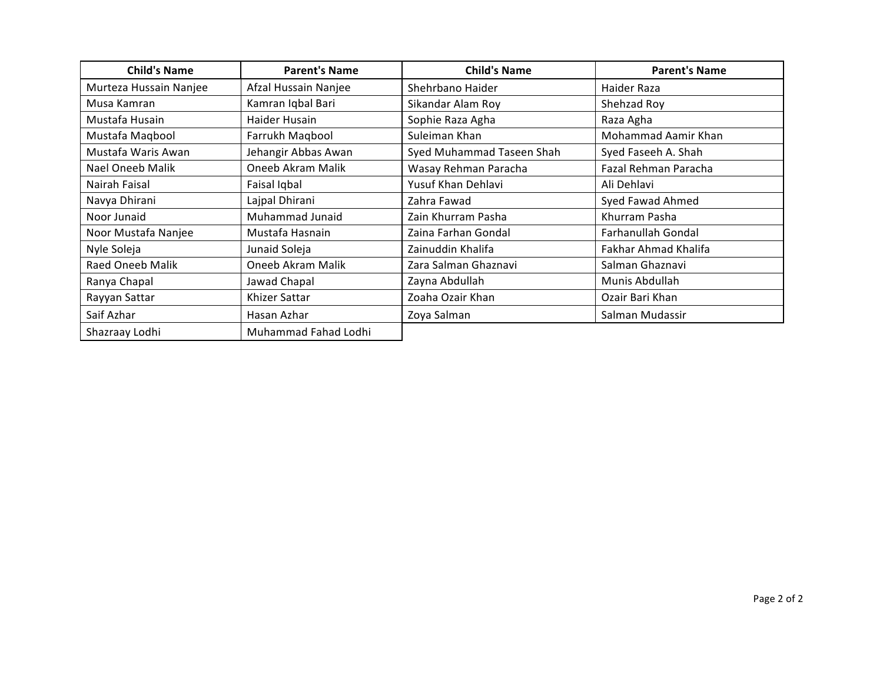| Child's Name | Parent's Name |
|---|---|
| Murteza Hussain Nanjee | Afzal Hussain Nanjee |
| Musa Kamran | Kamran Iqbal Bari |
| Mustafa Husain | Haider Husain |
| Mustafa Maqbool | Farrukh Maqbool |
| Mustafa Waris Awan | Jehangir Abbas Awan |
| Nael Oneeb Malik | Oneeb Akram Malik |
| Nairah Faisal | Faisal Iqbal |
| Navya Dhirani | Lajpal Dhirani |
| Noor Junaid | Muhammad Junaid |
| Noor Mustafa Nanjee | Mustafa Hasnain |
| Nyle Soleja | Junaid Soleja |
| Raed Oneeb Malik | Oneeb Akram Malik |
| Ranya Chapal | Jawad Chapal |
| Rayyan Sattar | Khizer Sattar |
| Saif Azhar | Hasan Azhar |
| Shazraay Lodhi | Muhammad Fahad Lodhi |
| Shehrbano Haider | Haider Raza |
| Sikandar Alam Roy | Shehzad Roy |
| Sophie Raza Agha | Raza Agha |
| Suleiman Khan | Mohammad Aamir Khan |
| Syed Muhammad Taseen Shah | Syed Faseeh A. Shah |
| Wasay Rehman Paracha | Fazal Rehman Paracha |
| Yusuf Khan Dehlavi | Ali Dehlavi |
| Zahra Fawad | Syed Fawad Ahmed |
| Zain Khurram Pasha | Khurram Pasha |
| Zaina Farhan Gondal | Farhanullah Gondal |
| Zainuddin Khalifa | Fakhar Ahmad Khalifa |
| Zara Salman Ghaznavi | Salman Ghaznavi |
| Zayna Abdullah | Munis Abdullah |
| Zoaha Ozair Khan | Ozair Bari Khan |
| Zoya Salman | Salman Mudassir |